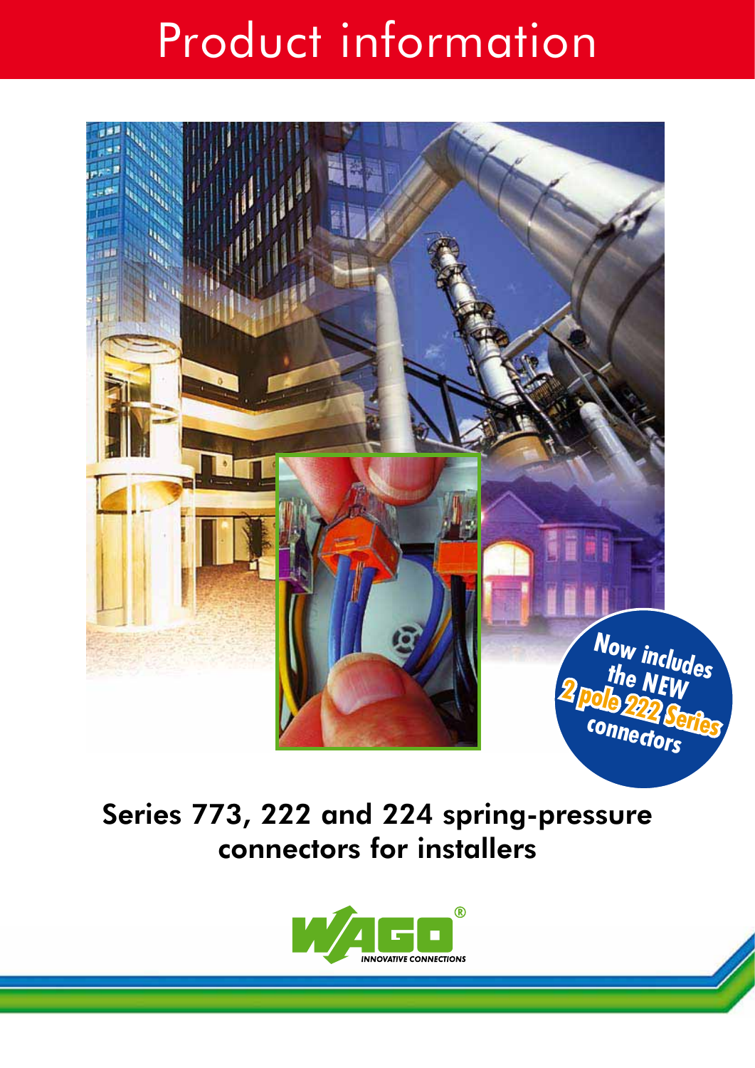# Product information

Now includes the NEW **2 pole 222 Series** connectors

## Series 773, 222 and 224 spring-pressure connectors for installers

WAGO® INNOVATIVE CONNECTIONS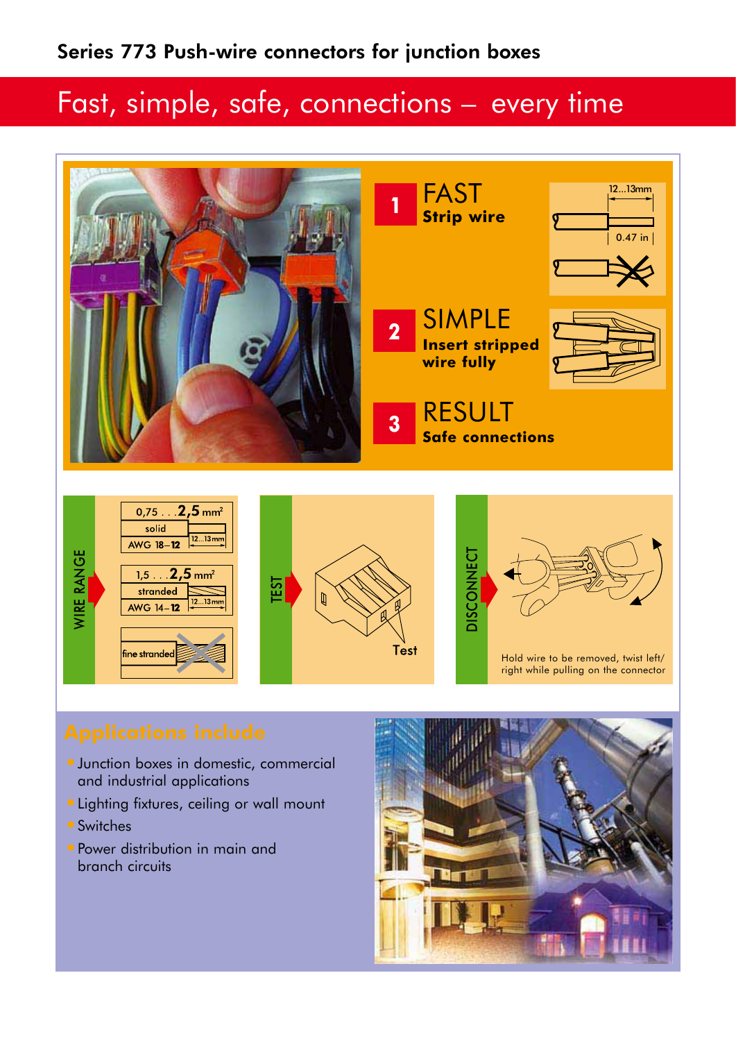## Series 773 Push-wire connectors for junction boxes

# Fast, simple, safe, connections – every time

**1** FAST
**Strip wire**

12...13mm
0.47 in

**2** SIMPLE
**Insert stripped wire fully**

**3** RESULT
**Safe connections**

### WIRE RANGE

| 0,75 . . . **2,5** mm² |
|---|
| solid |
| AWG 18–12 |

12...13mm

| 1,5 . . . **2,5** mm² |
|---|
| stranded |
| AWG 14–12 |

12...13mm

fine stranded

### TEST

Test

### DISCONNECT

Hold wire to be removed, twist left/right while pulling on the connector

## Applications include

- Junction boxes in domestic, commercial and industrial applications
- Lighting fixtures, ceiling or wall mount
- Switches
- Power distribution in main and branch circuits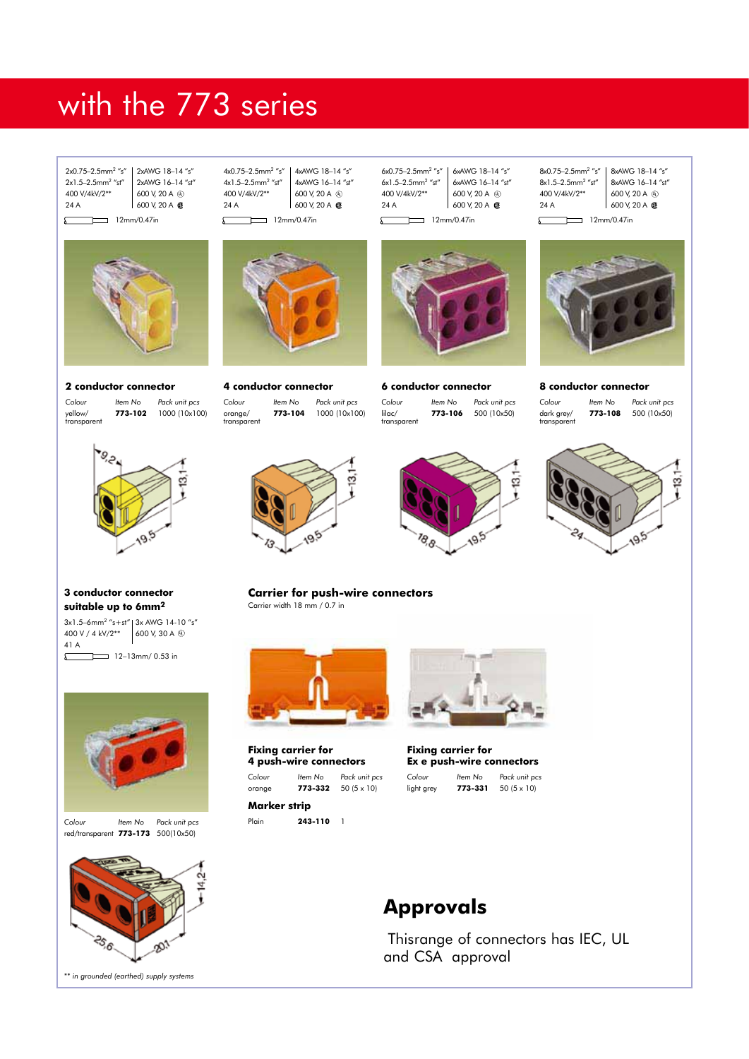# with the 773 series

2x0.75–2.5mm² "s" | 2xAWG 18–14 "s"
2x1.5–2.5mm² "st" | 2xAWG 16–14 "st"
400 V/4kV/2** | 600 V, 20 A
24 A | 600 V, 20 A
12mm/0.47in

## 2 conductor connector

| Colour | Item No | Pack unit pcs |
|---|---|---|
| yellow/ transparent | **773-102** | 1000 (10x100) |

9,2 · 13,1 · 19,5

4x0.75–2.5mm² "s" | 4xAWG 18–14 "s"
4x1.5–2.5mm² "st" | 4xAWG 16–14 "st"
400 V/4kV/2** | 600 V, 20 A
24 A | 600 V, 20 A
12mm/0.47in

## 4 conductor connector

| Colour | Item No | Pack unit pcs |
|---|---|---|
| orange/ transparent | **773-104** | 1000 (10x100) |

13 · 13,1 · 19,5

6x0.75–2.5mm² "s" | 6xAWG 18–14 "s"
6x1.5–2.5mm² "st" | 6xAWG 16–14 "st"
400 V/4kV/2** | 600 V, 20 A
24 A | 600 V, 20 A
12mm/0.47in

## 6 conductor connector

| Colour | Item No | Pack unit pcs |
|---|---|---|
| lilac/ transparent | **773-106** | 500 (10x50) |

18,8 · 13,1 · 19,5

8x0.75–2.5mm² "s" | 8xAWG 18–14 "s"
8x1.5–2.5mm² "st" | 8xAWG 16–14 "st"
400 V/4kV/2** | 600 V, 20 A
24 A | 600 V, 20 A
12mm/0.47in

## 8 conductor connector

| Colour | Item No | Pack unit pcs |
|---|---|---|
| dark grey/ transparent | **773-108** | 500 (10x50) |

24 · 13,1 · 19,5

## 3 conductor connector suitable up to 6mm²

3x1.5–6mm² "s+st" | 3x AWG 14-10 "s"
400 V / 4 kV/2** | 600 V, 30 A
41 A
12–13mm/ 0.53 in

| Colour | Item No | Pack unit pcs |
|---|---|---|
| red/transparent | **773-173** | 500(10x50) |

25,6 · 14,2 · 20,1

## Carrier for push-wire connectors

Carrier width 18 mm / 0.7 in

### Fixing carrier for 4 push-wire connectors

| Colour | Item No | Pack unit pcs |
|---|---|---|
| orange | **773-332** | 50 (5 x 10) |

### Fixing carrier for Ex e push-wire connectors

| Colour | Item No | Pack unit pcs |
|---|---|---|
| light grey | **773-331** | 50 (5 x 10) |

### Marker strip

| | | |
|---|---|---|
| Plain | **243-110** | 1 |

# Approvals

Thisrange of connectors has IEC, UL and CSA approval

*\*\* in grounded (earthed) supply systems*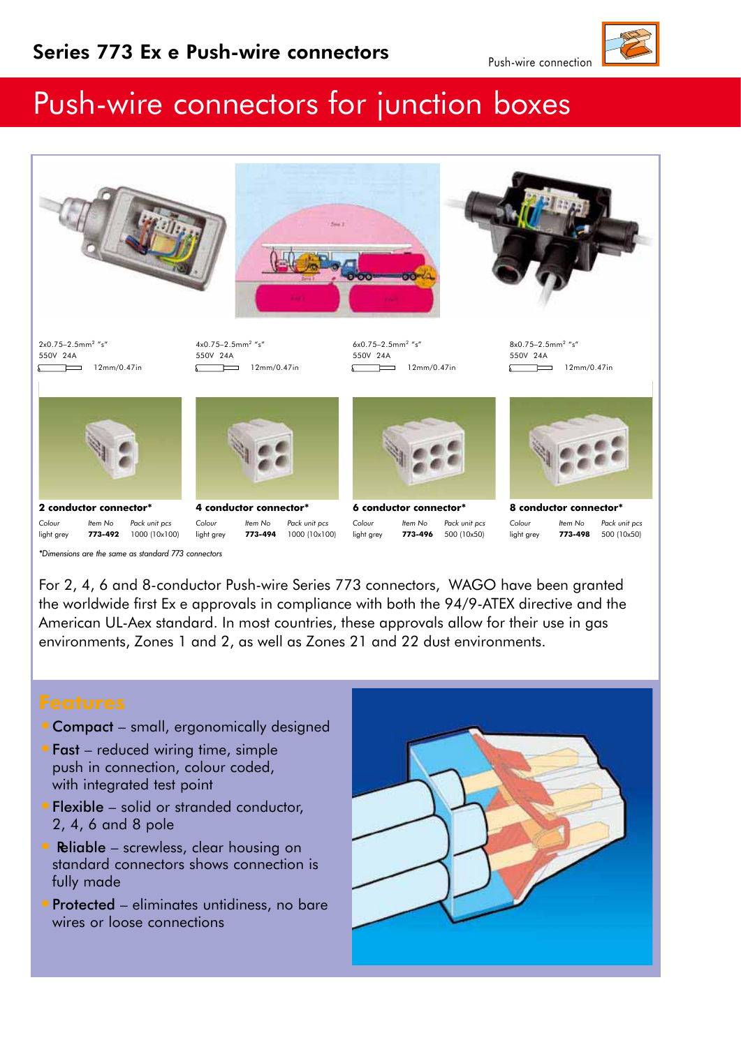# Series 773 Ex e Push-wire connectors

Push-wire connection

## Push-wire connectors for junction boxes

| 2x0.75–2.5mm² "s" 550V 24A 12mm/0.47in | 4x0.75–2.5mm² "s" 550V 24A 12mm/0.47in | 6x0.75–2.5mm² "s" 550V 24A 12mm/0.47in | 8x0.75–2.5mm² "s" 550V 24A 12mm/0.47in |
|---|---|---|---|
| **2 conductor connector*** | **4 conductor connector*** | **6 conductor connector*** | **8 conductor connector*** |
| *Colour* light grey | *Colour* light grey | *Colour* light grey | *Colour* light grey |
| *Item No* **773-492** | *Item No* **773-494** | *Item No* **773-496** | *Item No* **773-498** |
| *Pack unit pcs* 1000 (10x100) | *Pack unit pcs* 1000 (10x100) | *Pack unit pcs* 500 (10x50) | *Pack unit pcs* 500 (10x50) |

*\*Dimensions are the same as standard 773 connectors*

For 2, 4, 6 and 8-conductor Push-wire Series 773 connectors, WAGO have been granted the worldwide first Ex e approvals in compliance with both the 94/9-ATEX directive and the American UL-Aex standard. In most countries, these approvals allow for their use in gas environments, Zones 1 and 2, as well as Zones 21 and 22 dust environments.

### Features

- **Compact** – small, ergonomically designed
- **Fast** – reduced wiring time, simple push in connection, colour coded, with integrated test point
- **Flexible** – solid or stranded conductor, 2, 4, 6 and 8 pole
- **Reliable** – screwless, clear housing on standard connectors shows connection is fully made
- **Protected** – eliminates untidiness, no bare wires or loose connections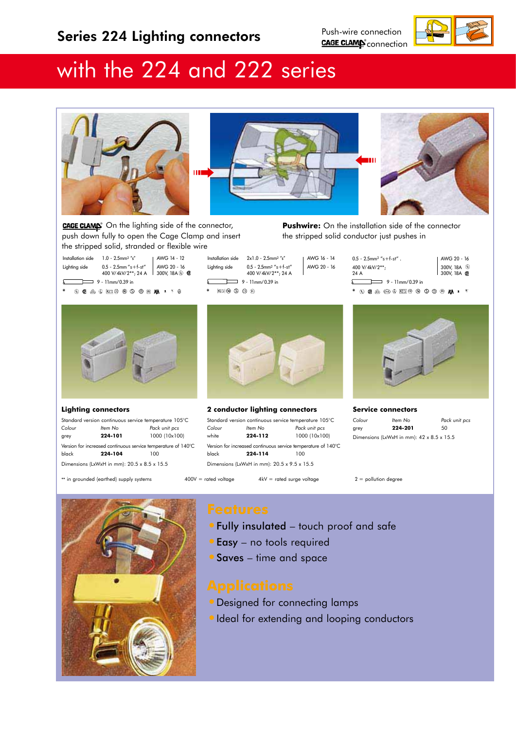# Series 224 Lighting connectors

Push-wire connection
CAGE CLAMP® connection

## with the 224 and 222 series

**CAGE CLAMP®** On the lighting side of the connector, push down fully to open the Cage Clamp and insert the stripped solid, stranded or flexible wire

| | | |
|---|---|---|
| Installation side | 1.0 - 2.5mm² "s" | AWG 14 - 12 |
| Lighting side | 0.5 - 2.5mm "s+f-st" 400 V/4kV/2**; 24 A | AWG 20 - 16 300V, 18A |

9 - 11mm/0.39 in

| | | |
|---|---|---|
| Installation side | 2x1.0 - 2.5mm² "s" | AWG 16 - 14 |
| Lighting side | 0.5 - 2.5mm² "s+f-st" 400 V/4kV/2**; 24 A | AWG 20 - 16 |

9 - 11mm/0.39 in

**Pushwire:** On the installation side of the connector the stripped solid conductor just pushes in

| | |
|---|---|
| 0.5 - 2.5mm² "s+f-st" . 400 V/4kV/2**; 24 A | AWG 20 - 16 300V, 18A 300V, 18A |

9 - 11mm/0.39 in

### Lighting connectors

Standard version continuous service temperature 105°C

| Colour | Item No | Pack unit pcs |
|---|---|---|
| grey | **224-101** | 1000 (10x100) |

Version for increased continuous service temperature of 140°C

| | | |
|---|---|---|
| black | **224-104** | 100 |

Dimensions (LxWxH in mm): 20.5 x 8.5 x 15.5

### 2 conductor lighting connectors

Standard version continuous service temperature 105°C

| Colour | Item No | Pack unit pcs |
|---|---|---|
| white | **224-112** | 1000 (10x100) |

Version for increased continuous service temperature of 140°C

| | | |
|---|---|---|
| black | **224-114** | 100 |

Dimensions (LxWxH in mm): 20.5 x 9.5 x 15.5

### Service connectors

| Colour | Item No | Pack unit pcs |
|---|---|---|
| grey | **224-201** | 50 |

Dimensions (LxWxH in mm): 42 x 8.5 x 15.5

** in grounded (earthed) supply systems 400V = rated voltage 4kV = rated surge voltage 2 = pollution degree

## Features

- **Fully insulated** – touch proof and safe
- **Easy** – no tools required
- **Saves** – time and space

## Applications

- Designed for connecting lamps
- Ideal for extending and looping conductors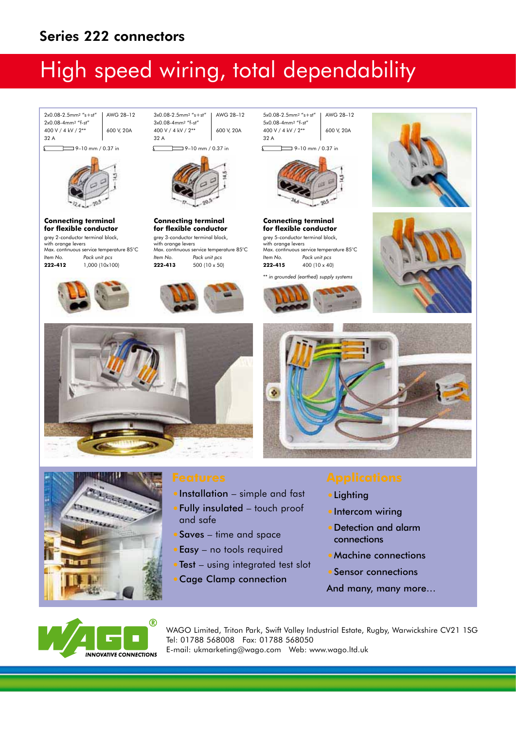## Series 222 connectors

# High speed wiring, total dependability

| | |
|---|---|
| 2x0.08-2.5mm² "s+st" | AWG 28–12 |
| 2x0.08-4mm² "f-st" | |
| 400 V / 4 kV / 2** | 600 V, 20A |
| 32 A | |

9–10 mm / 0.37 in

**Connecting terminal for flexible conductor**

grey 2-conductor terminal block, with orange levers
Max. continuous service temperature 85°C

| *Item No.* | *Pack unit pcs* |
|---|---|
| **222-412** | 1,000 (10x100) |

| | |
|---|---|
| 3x0.08-2.5mm² "s+st" | AWG 28–12 |
| 3x0.08-4mm² "f-st" | |
| 400 V / 4 kV / 2** | 600 V, 20A |
| 32 A | |

9–10 mm / 0.37 in

**Connecting terminal for flexible conductor**

grey 3-conductor terminal block, with orange levers
Max. continuous service temperature 85°C

| *Item No.* | *Pack unit pcs* |
|---|---|
| **222-413** | 500 (10 x 50) |

| | |
|---|---|
| 5x0.08-2.5mm² "s+st" | AWG 28–12 |
| 5x0.08-4mm² "f-st" | |
| 400 V / 4 kV / 2** | 600 V, 20A |
| 32 A | |

9–10 mm / 0.37 in

**Connecting terminal for flexible conductor**

grey 5-conductor terminal block, with orange levers
Max. continuous service temperature 85°C

| *Item No.* | *Pack unit pcs* |
|---|---|
| **222-415** | 400 (10 x 40) |

*\*\* in grounded (earthed) supply systems*

## Features

- **Installation** – simple and fast
- **Fully insulated** – touch proof and safe
- **Saves** – time and space
- **Easy** – no tools required
- **Test** – using integrated test slot
- **Cage Clamp connection**

## Applications

- Lighting
- Intercom wiring
- Detection and alarm connections
- Machine connections
- Sensor connections

And many, many more…

WAGO® INNOVATIVE CONNECTIONS

WAGO Limited, Triton Park, Swift Valley Industrial Estate, Rugby, Warwickshire CV21 1SG
Tel: 01788 568008 Fax: 01788 568050
E-mail: ukmarketing@wago.com Web: www.wago.ltd.uk